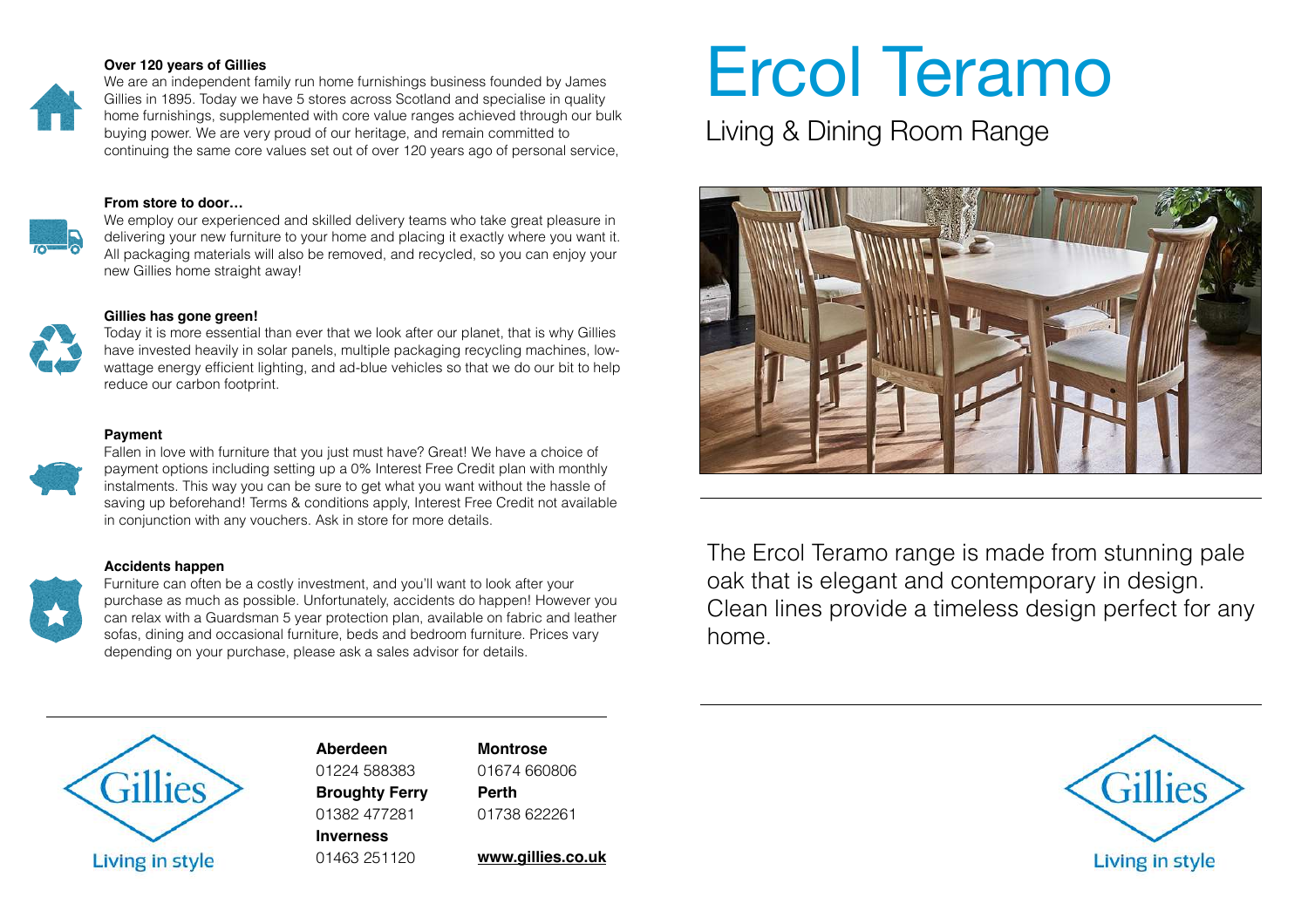**Over 120 years of Gillies**

We are an independent family run home furnishings business founded by James Gillies in 1895. Today we have 5 stores across Scotland and specialise in quality home furnishings, supplemented with core value ranges achieved through our bulk buying power. We are very proud of our heritage, and remain committed to continuing the same core values set out of over 120 years ago of personal service,

**From store to door…**

We employ our experienced and skilled delivery teams who take great pleasure in delivering your new furniture to your home and placing it exactly where you want it. All packaging materials will also be removed, and recycled, so you can enjoy your new Gillies home straight away!

**Gillies has gone green!**

Today it is more essential than ever that we look after our planet, that is why Gillies have invested heavily in solar panels, multiple packaging recycling machines, low-wattage energy efficient lighting, and ad-blue vehicles so that we do our bit to help reduce our carbon footprint.

**Payment**

Fallen in love with furniture that you just must have? Great! We have a choice of payment options including setting up a 0% Interest Free Credit plan with monthly instalments. This way you can be sure to get what you want without the hassle of saving up beforehand! Terms & conditions apply, Interest Free Credit not available in conjunction with any vouchers. Ask in store for more details.

**Accidents happen**

Furniture can often be a costly investment, and you'll want to look after your purchase as much as possible. Unfortunately, accidents do happen! However you can relax with a Guardsman 5 year protection plan, available on fabric and leather sofas, dining and occasional furniture, beds and bedroom furniture. Prices vary depending on your purchase, please ask a sales advisor for details.

Gillies

Living in style

**Aberdeen**
01224 588383

**Broughty Ferry**
01382 477281

**Inverness**
01463 251120

**Montrose**
01674 660806

**Perth**
01738 622261

**www.gillies.co.uk**

# Ercol Teramo

## Living & Dining Room Range

The Ercol Teramo range is made from stunning pale oak that is elegant and contemporary in design. Clean lines provide a timeless design perfect for any home.

Gillies

Living in style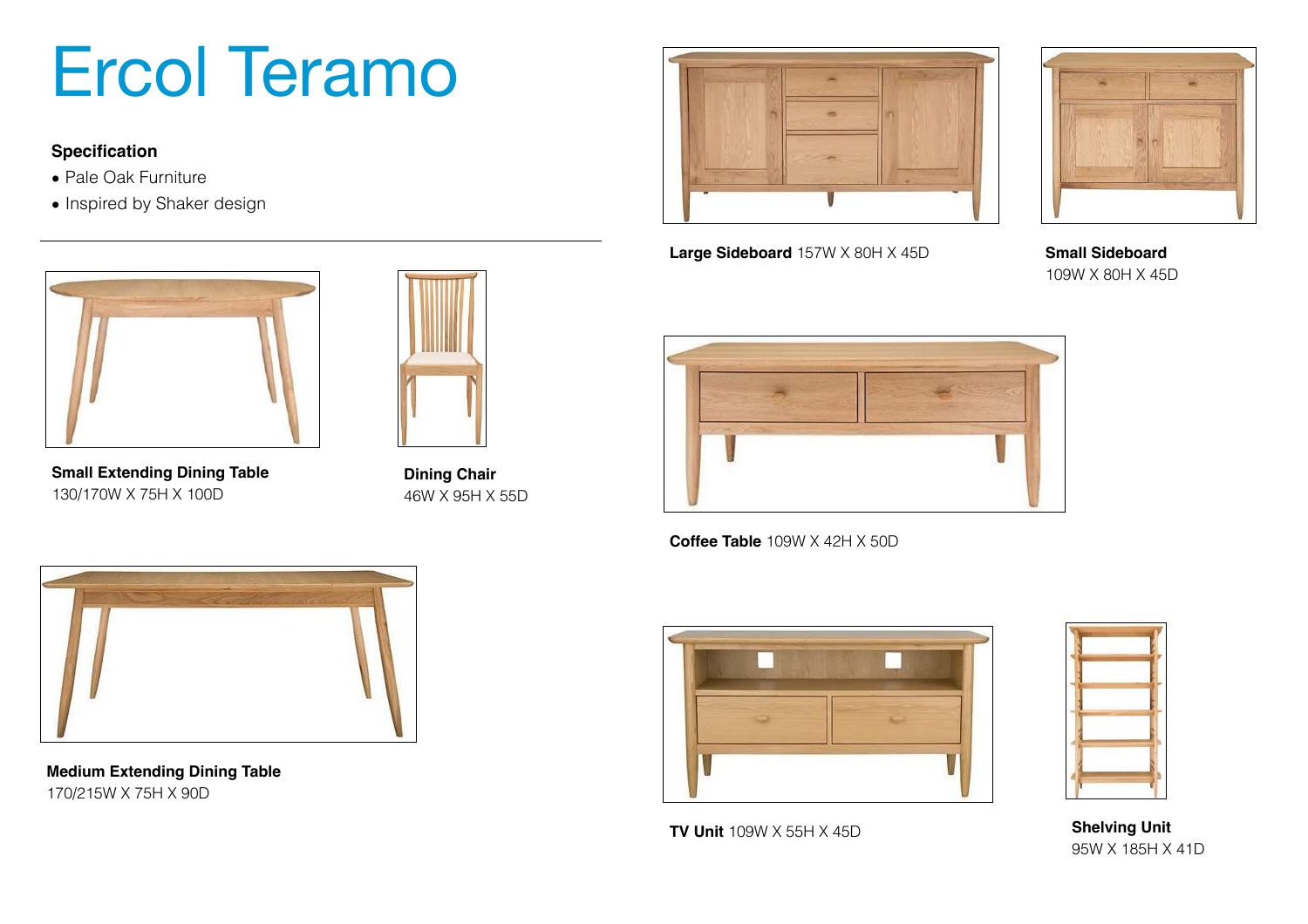# Ercol Teramo

**Specification**

- Pale Oak Furniture
- Inspired by Shaker design

**Small Extending Dining Table**
130/170W X 75H X 100D

**Dining Chair**
46W X 95H X 55D

**Medium Extending Dining Table**
170/215W X 75H X 90D

**Large Sideboard** 157W X 80H X 45D

**Small Sideboard**
109W X 80H X 45D

**Coffee Table** 109W X 42H X 50D

**TV Unit** 109W X 55H X 45D

**Shelving Unit**
95W X 185H X 41D